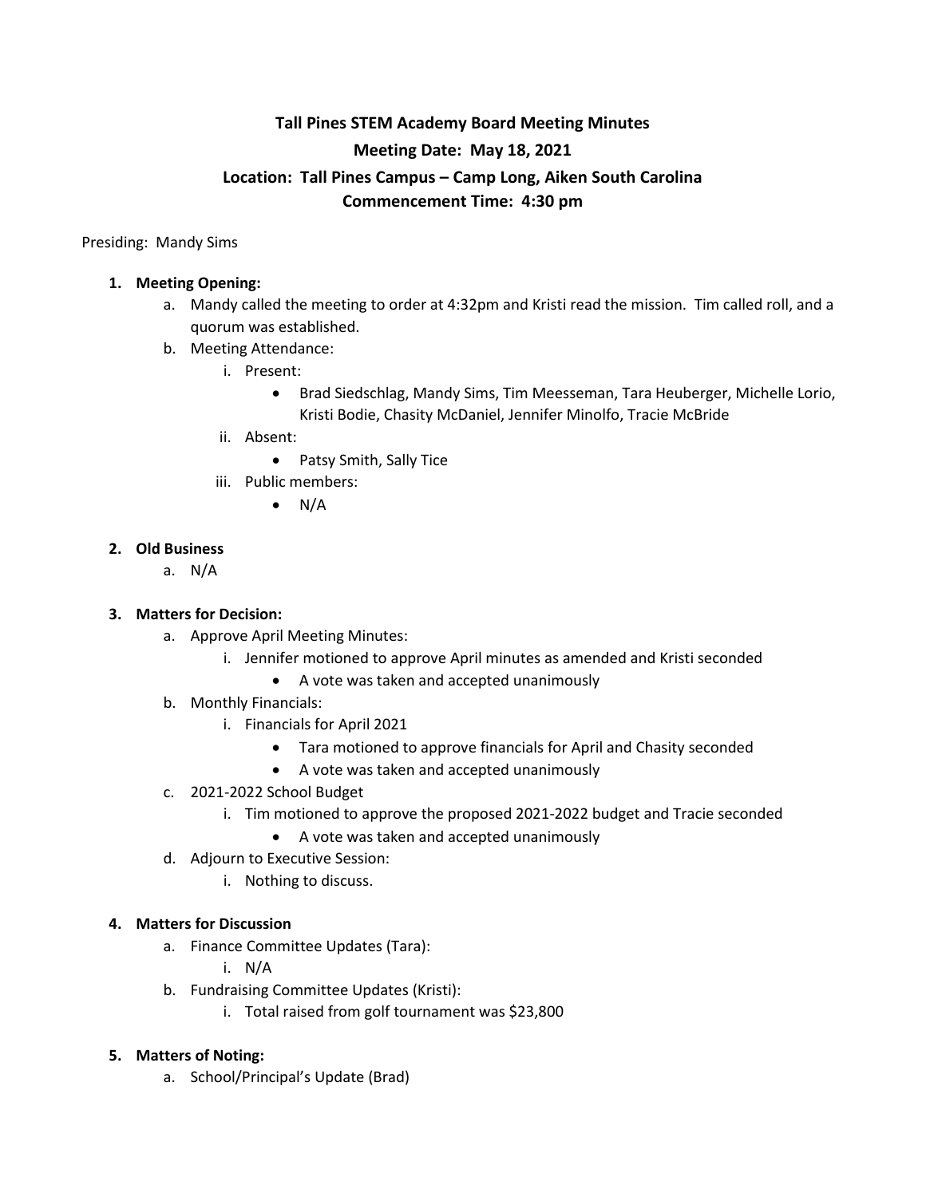# Tall Pines STEM Academy Board Meeting Minutes

**Meeting Date: May 18, 2021**

**Location: Tall Pines Campus – Camp Long, Aiken South Carolina**

**Commencement Time: 4:30 pm**

Presiding: Mandy Sims

1. **Meeting Opening:**
   a. Mandy called the meeting to order at 4:32pm and Kristi read the mission. Tim called roll, and a quorum was established.
   b. Meeting Attendance:
      i. Present:
         - Brad Siedschlag, Mandy Sims, Tim Meesseman, Tara Heuberger, Michelle Lorio, Kristi Bodie, Chasity McDaniel, Jennifer Minolfo, Tracie McBride
      ii. Absent:
         - Patsy Smith, Sally Tice
      iii. Public members:
         - N/A

2. **Old Business**
   a. N/A

3. **Matters for Decision:**
   a. Approve April Meeting Minutes:
      i. Jennifer motioned to approve April minutes as amended and Kristi seconded
         - A vote was taken and accepted unanimously
   b. Monthly Financials:
      i. Financials for April 2021
         - Tara motioned to approve financials for April and Chasity seconded
         - A vote was taken and accepted unanimously
   c. 2021-2022 School Budget
      i. Tim motioned to approve the proposed 2021-2022 budget and Tracie seconded
         - A vote was taken and accepted unanimously
   d. Adjourn to Executive Session:
      i. Nothing to discuss.

4. **Matters for Discussion**
   a. Finance Committee Updates (Tara):
      i. N/A
   b. Fundraising Committee Updates (Kristi):
      i. Total raised from golf tournament was $23,800

5. **Matters of Noting:**
   a. School/Principal's Update (Brad)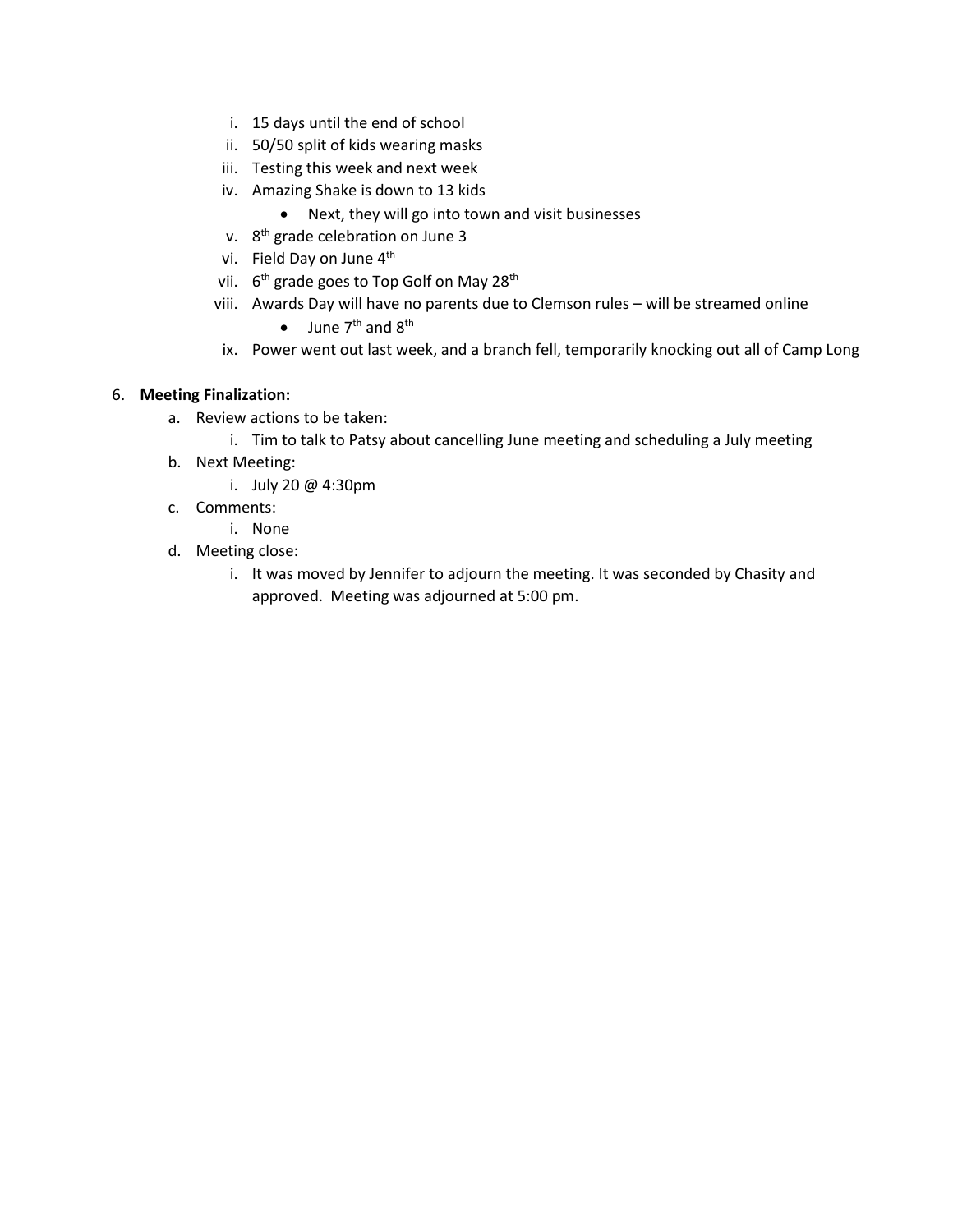i. 15 days until the end of school
   ii. 50/50 split of kids wearing masks
   iii. Testing this week and next week
   iv. Amazing Shake is down to 13 kids
      - Next, they will go into town and visit businesses
   v. 8th grade celebration on June 3
   vi. Field Day on June 4th
   vii. 6th grade goes to Top Golf on May 28th
   viii. Awards Day will have no parents due to Clemson rules – will be streamed online
      - June 7th and 8th
   ix. Power went out last week, and a branch fell, temporarily knocking out all of Camp Long

6. **Meeting Finalization:**
   a. Review actions to be taken:
      i. Tim to talk to Patsy about cancelling June meeting and scheduling a July meeting
   b. Next Meeting:
      i. July 20 @ 4:30pm
   c. Comments:
      i. None
   d. Meeting close:
      i. It was moved by Jennifer to adjourn the meeting. It was seconded by Chasity and approved. Meeting was adjourned at 5:00 pm.